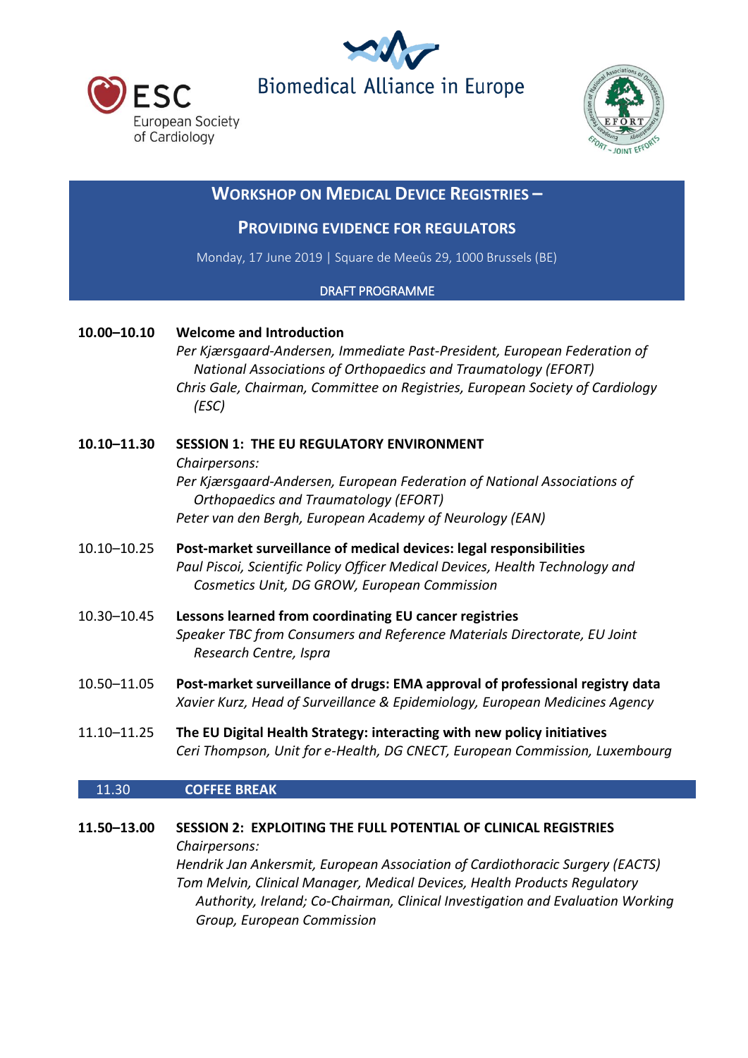ESC European Society of Cardiology

Biomedical Alliance in Europe

EFORT – JOINT EFFORTS

# WORKSHOP ON MEDICAL DEVICE REGISTRIES – PROVIDING EVIDENCE FOR REGULATORS

Monday, 17 June 2019 | Square de Meeûs 29, 1000 Brussels (BE)

DRAFT PROGRAMME

**10.00–10.10** **Welcome and Introduction**
*Per Kjærsgaard-Andersen, Immediate Past-President, European Federation of National Associations of Orthopaedics and Traumatology (EFORT)*
*Chris Gale, Chairman, Committee on Registries, European Society of Cardiology (ESC)*

**10.10–11.30** **SESSION 1: THE EU REGULATORY ENVIRONMENT**
*Chairpersons:*
*Per Kjærsgaard-Andersen, European Federation of National Associations of Orthopaedics and Traumatology (EFORT)*
*Peter van den Bergh, European Academy of Neurology (EAN)*

10.10–10.25 **Post-market surveillance of medical devices: legal responsibilities**
*Paul Piscoi, Scientific Policy Officer Medical Devices, Health Technology and Cosmetics Unit, DG GROW, European Commission*

10.30–10.45 **Lessons learned from coordinating EU cancer registries**
*Speaker TBC from Consumers and Reference Materials Directorate, EU Joint Research Centre, Ispra*

10.50–11.05 **Post-market surveillance of drugs: EMA approval of professional registry data**
*Xavier Kurz, Head of Surveillance & Epidemiology, European Medicines Agency*

11.10–11.25 **The EU Digital Health Strategy: interacting with new policy initiatives**
*Ceri Thompson, Unit for e-Health, DG CNECT, European Commission, Luxembourg*

11.30 **COFFEE BREAK**

**11.50–13.00** **SESSION 2: EXPLOITING THE FULL POTENTIAL OF CLINICAL REGISTRIES**
*Chairpersons:*
*Hendrik Jan Ankersmit, European Association of Cardiothoracic Surgery (EACTS)*
*Tom Melvin, Clinical Manager, Medical Devices, Health Products Regulatory Authority, Ireland; Co-Chairman, Clinical Investigation and Evaluation Working Group, European Commission*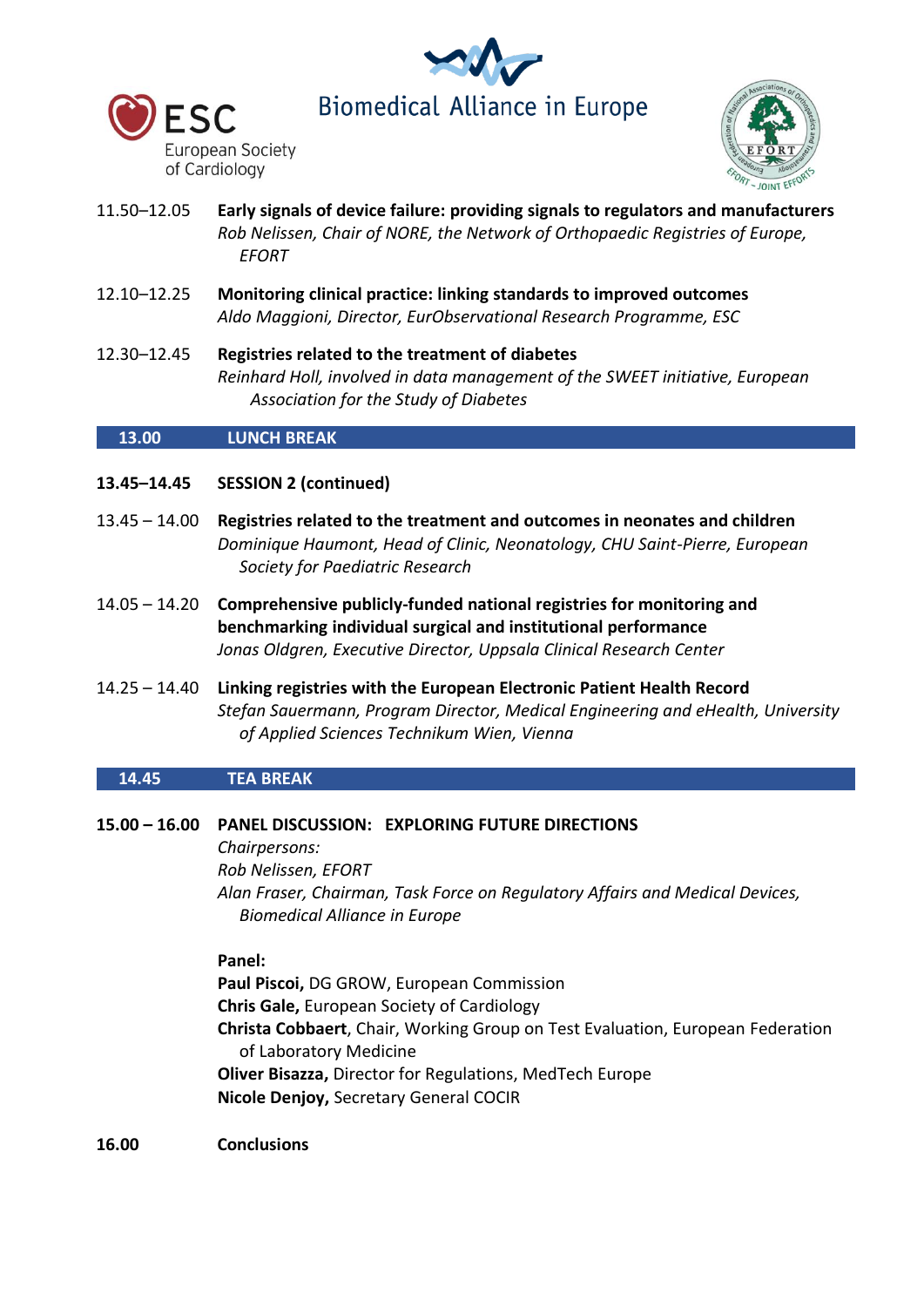11.50–12.05 **Early signals of device failure: providing signals to regulators and manufacturers**
*Rob Nelissen, Chair of NORE, the Network of Orthopaedic Registries of Europe, EFORT*

12.10–12.25 **Monitoring clinical practice: linking standards to improved outcomes**
*Aldo Maggioni, Director, EurObservational Research Programme, ESC*

12.30–12.45 **Registries related to the treatment of diabetes**
*Reinhard Holl, involved in data management of the SWEET initiative, European Association for the Study of Diabetes*

**13.00 LUNCH BREAK**

**13.45–14.45 SESSION 2 (continued)**

13.45 – 14.00 **Registries related to the treatment and outcomes in neonates and children**
*Dominique Haumont, Head of Clinic, Neonatology, CHU Saint-Pierre, European Society for Paediatric Research*

14.05 – 14.20 **Comprehensive publicly-funded national registries for monitoring and benchmarking individual surgical and institutional performance**
*Jonas Oldgren, Executive Director, Uppsala Clinical Research Center*

14.25 – 14.40 **Linking registries with the European Electronic Patient Health Record**
*Stefan Sauermann, Program Director, Medical Engineering and eHealth, University of Applied Sciences Technikum Wien, Vienna*

**14.45 TEA BREAK**

**15.00 – 16.00 PANEL DISCUSSION: EXPLORING FUTURE DIRECTIONS**

*Chairpersons:*
*Rob Nelissen, EFORT*
*Alan Fraser, Chairman, Task Force on Regulatory Affairs and Medical Devices, Biomedical Alliance in Europe*

**Panel:**
**Paul Piscoi,** DG GROW, European Commission
**Chris Gale,** European Society of Cardiology
**Christa Cobbaert**, Chair, Working Group on Test Evaluation, European Federation of Laboratory Medicine
**Oliver Bisazza,** Director for Regulations, MedTech Europe
**Nicole Denjoy,** Secretary General COCIR

**16.00 Conclusions**